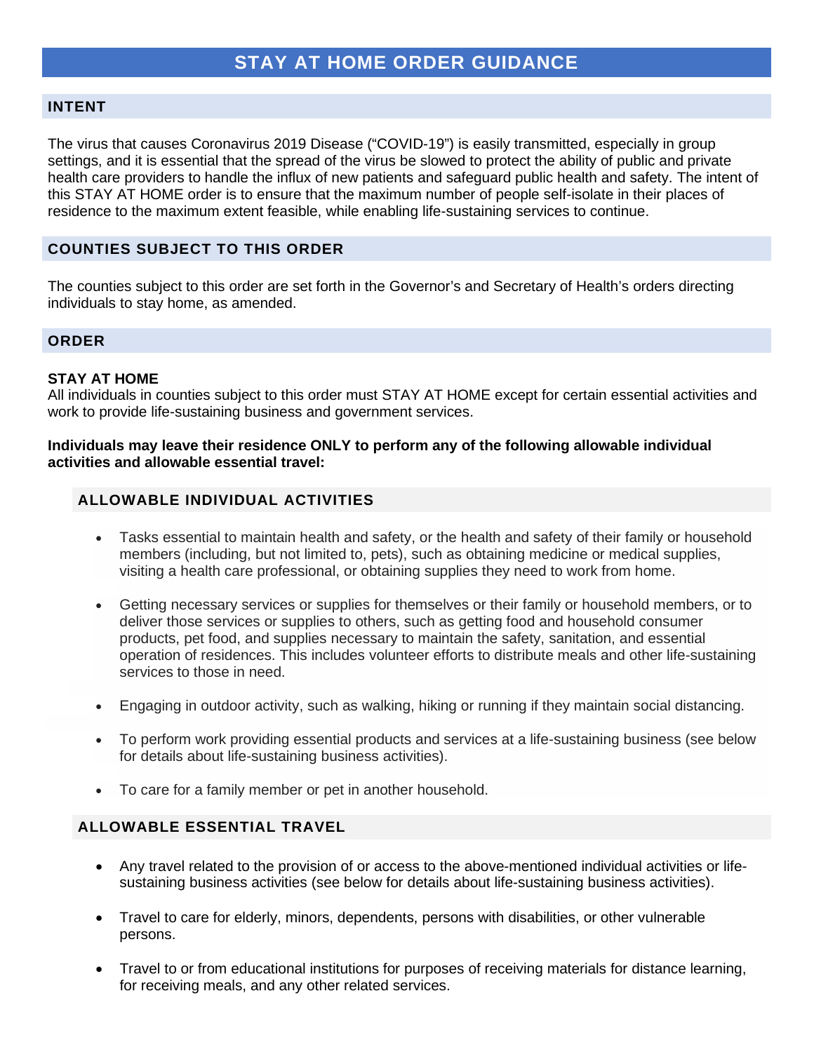# STAY AT HOME ORDER GUIDANCE

## INTENT

The virus that causes Coronavirus 2019 Disease ("COVID-19") is easily transmitted, especially in group settings, and it is essential that the spread of the virus be slowed to protect the ability of public and private health care providers to handle the influx of new patients and safeguard public health and safety. The intent of this STAY AT HOME order is to ensure that the maximum number of people self-isolate in their places of residence to the maximum extent feasible, while enabling life-sustaining services to continue.

## COUNTIES SUBJECT TO THIS ORDER

The counties subject to this order are set forth in the Governor's and Secretary of Health's orders directing individuals to stay home, as amended.

## ORDER

**STAY AT HOME**

All individuals in counties subject to this order must STAY AT HOME except for certain essential activities and work to provide life-sustaining business and government services.

**Individuals may leave their residence ONLY to perform any of the following allowable individual activities and allowable essential travel:**

### ALLOWABLE INDIVIDUAL ACTIVITIES

- Tasks essential to maintain health and safety, or the health and safety of their family or household members (including, but not limited to, pets), such as obtaining medicine or medical supplies, visiting a health care professional, or obtaining supplies they need to work from home.
- Getting necessary services or supplies for themselves or their family or household members, or to deliver those services or supplies to others, such as getting food and household consumer products, pet food, and supplies necessary to maintain the safety, sanitation, and essential operation of residences. This includes volunteer efforts to distribute meals and other life-sustaining services to those in need.
- Engaging in outdoor activity, such as walking, hiking or running if they maintain social distancing.
- To perform work providing essential products and services at a life-sustaining business (see below for details about life-sustaining business activities).
- To care for a family member or pet in another household.

### ALLOWABLE ESSENTIAL TRAVEL

- Any travel related to the provision of or access to the above-mentioned individual activities or life-sustaining business activities (see below for details about life-sustaining business activities).
- Travel to care for elderly, minors, dependents, persons with disabilities, or other vulnerable persons.
- Travel to or from educational institutions for purposes of receiving materials for distance learning, for receiving meals, and any other related services.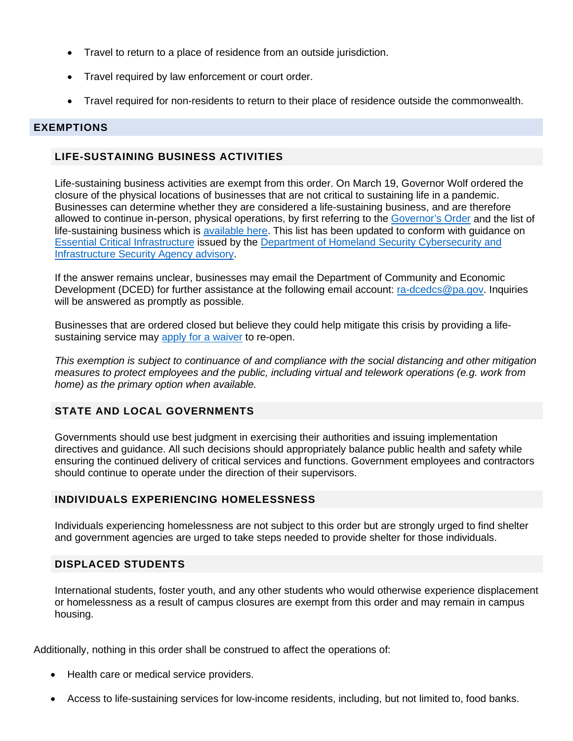- Travel to return to a place of residence from an outside jurisdiction.
- Travel required by law enforcement or court order.
- Travel required for non-residents to return to their place of residence outside the commonwealth.

## EXEMPTIONS

### LIFE-SUSTAINING BUSINESS ACTIVITIES

Life-sustaining business activities are exempt from this order. On March 19, Governor Wolf ordered the closure of the physical locations of businesses that are not critical to sustaining life in a pandemic. Businesses can determine whether they are considered a life-sustaining business, and are therefore allowed to continue in-person, physical operations, by first referring to the Governor's Order and the list of life-sustaining business which is available here. This list has been updated to conform with guidance on Essential Critical Infrastructure issued by the Department of Homeland Security Cybersecurity and Infrastructure Security Agency advisory.

If the answer remains unclear, businesses may email the Department of Community and Economic Development (DCED) for further assistance at the following email account: ra-dcedcs@pa.gov. Inquiries will be answered as promptly as possible.

Businesses that are ordered closed but believe they could help mitigate this crisis by providing a life-sustaining service may apply for a waiver to re-open.

*This exemption is subject to continuance of and compliance with the social distancing and other mitigation measures to protect employees and the public, including virtual and telework operations (e.g. work from home) as the primary option when available.*

### STATE AND LOCAL GOVERNMENTS

Governments should use best judgment in exercising their authorities and issuing implementation directives and guidance. All such decisions should appropriately balance public health and safety while ensuring the continued delivery of critical services and functions. Government employees and contractors should continue to operate under the direction of their supervisors.

### INDIVIDUALS EXPERIENCING HOMELESSNESS

Individuals experiencing homelessness are not subject to this order but are strongly urged to find shelter and government agencies are urged to take steps needed to provide shelter for those individuals.

### DISPLACED STUDENTS

International students, foster youth, and any other students who would otherwise experience displacement or homelessness as a result of campus closures are exempt from this order and may remain in campus housing.

Additionally, nothing in this order shall be construed to affect the operations of:

- Health care or medical service providers.
- Access to life-sustaining services for low-income residents, including, but not limited to, food banks.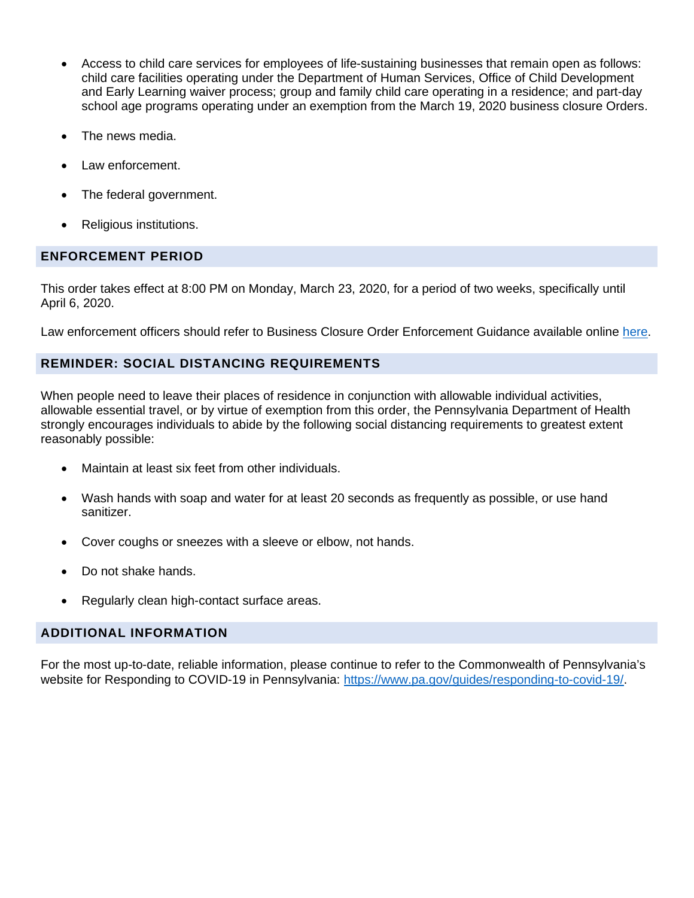- Access to child care services for employees of life-sustaining businesses that remain open as follows: child care facilities operating under the Department of Human Services, Office of Child Development and Early Learning waiver process; group and family child care operating in a residence; and part-day school age programs operating under an exemption from the March 19, 2020 business closure Orders.
- The news media.
- Law enforcement.
- The federal government.
- Religious institutions.

## ENFORCEMENT PERIOD

This order takes effect at 8:00 PM on Monday, March 23, 2020, for a period of two weeks, specifically until April 6, 2020.

Law enforcement officers should refer to Business Closure Order Enforcement Guidance available online here.

## REMINDER: SOCIAL DISTANCING REQUIREMENTS

When people need to leave their places of residence in conjunction with allowable individual activities, allowable essential travel, or by virtue of exemption from this order, the Pennsylvania Department of Health strongly encourages individuals to abide by the following social distancing requirements to greatest extent reasonably possible:

- Maintain at least six feet from other individuals.
- Wash hands with soap and water for at least 20 seconds as frequently as possible, or use hand sanitizer.
- Cover coughs or sneezes with a sleeve or elbow, not hands.
- Do not shake hands.
- Regularly clean high-contact surface areas.

## ADDITIONAL INFORMATION

For the most up-to-date, reliable information, please continue to refer to the Commonwealth of Pennsylvania's website for Responding to COVID-19 in Pennsylvania: https://www.pa.gov/guides/responding-to-covid-19/.